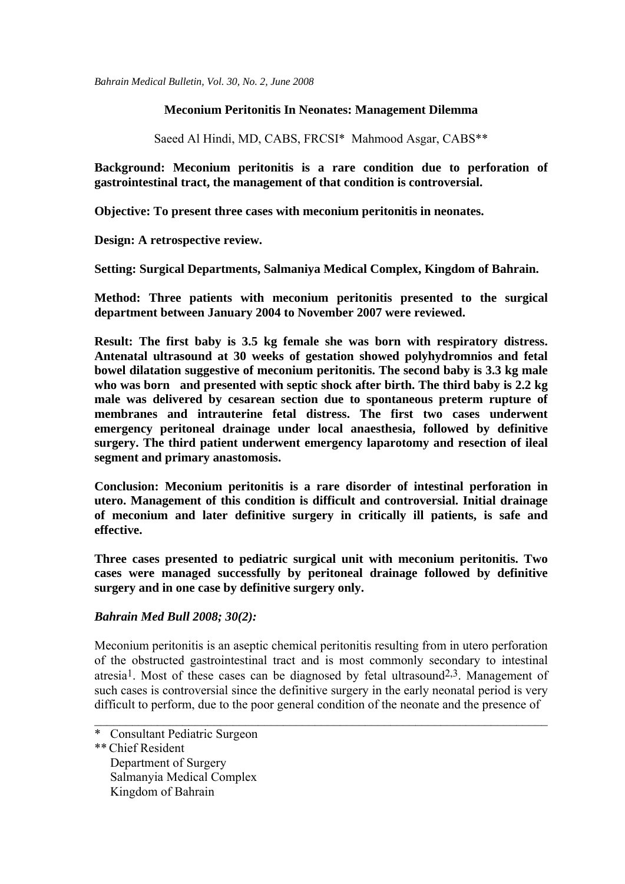# Meconium Peritonitis In Neonates: Management Dilemma

Saeed Al Hindi, MD, CABS, FRCSI* Mahmood Asgar, CABS**

**Background: Meconium peritonitis is a rare condition due to perforation of gastrointestinal tract, the management of that condition is controversial.**

**Objective: To present three cases with meconium peritonitis in neonates.**

**Design: A retrospective review.**

**Setting: Surgical Departments, Salmaniya Medical Complex, Kingdom of Bahrain.**

**Method: Three patients with meconium peritonitis presented to the surgical department between January 2004 to November 2007 were reviewed.**

**Result: The first baby is 3.5 kg female she was born with respiratory distress. Antenatal ultrasound at 30 weeks of gestation showed polyhydromnios and fetal bowel dilatation suggestive of meconium peritonitis. The second baby is 3.3 kg male who was born and presented with septic shock after birth. The third baby is 2.2 kg male was delivered by cesarean section due to spontaneous preterm rupture of membranes and intrauterine fetal distress. The first two cases underwent emergency peritoneal drainage under local anaesthesia, followed by definitive surgery. The third patient underwent emergency laparotomy and resection of ileal segment and primary anastomosis.**

**Conclusion: Meconium peritonitis is a rare disorder of intestinal perforation in utero. Management of this condition is difficult and controversial. Initial drainage of meconium and later definitive surgery in critically ill patients, is safe and effective.**

**Three cases presented to pediatric surgical unit with meconium peritonitis. Two cases were managed successfully by peritoneal drainage followed by definitive surgery and in one case by definitive surgery only.**

***Bahrain Med Bull 2008; 30(2):***

Meconium peritonitis is an aseptic chemical peritonitis resulting from in utero perforation of the obstructed gastrointestinal tract and is most commonly secondary to intestinal atresia[1]. Most of these cases can be diagnosed by fetal ultrasound[2,3]. Management of such cases is controversial since the definitive surgery in the early neonatal period is very difficult to perform, due to the poor general condition of the neonate and the presence of

---

\* Consultant Pediatric Surgeon
\** Chief Resident
Department of Surgery
Salmanyia Medical Complex
Kingdom of Bahrain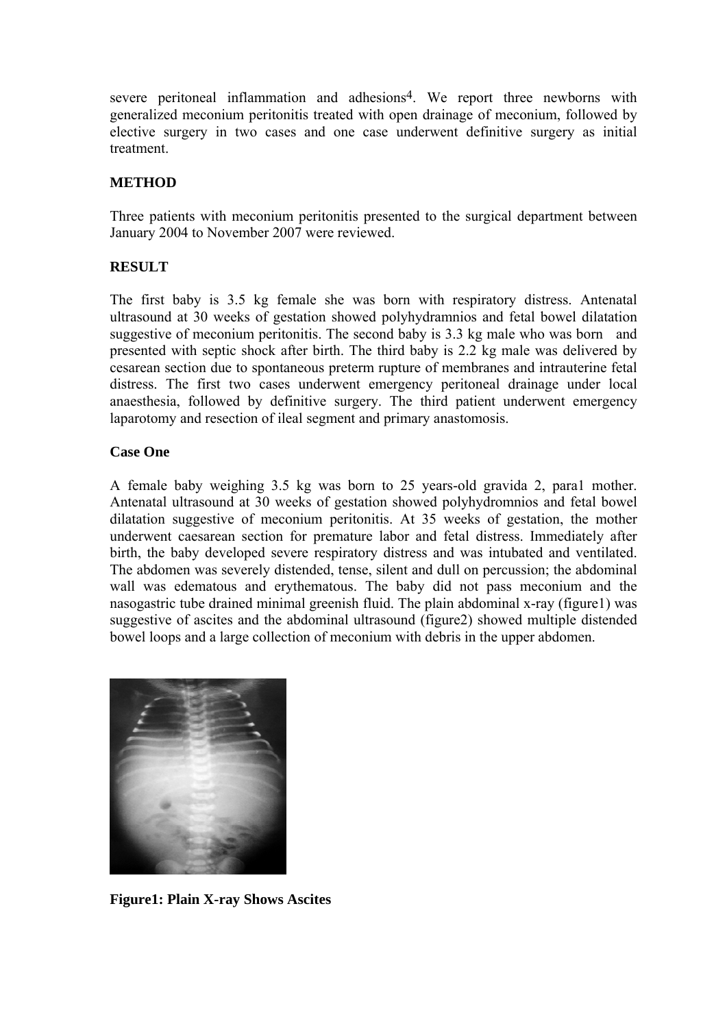severe peritoneal inflammation and adhesions[4]. We report three newborns with generalized meconium peritonitis treated with open drainage of meconium, followed by elective surgery in two cases and one case underwent definitive surgery as initial treatment.

## METHOD

Three patients with meconium peritonitis presented to the surgical department between January 2004 to November 2007 were reviewed.

## RESULT

The first baby is 3.5 kg female she was born with respiratory distress. Antenatal ultrasound at 30 weeks of gestation showed polyhydramnios and fetal bowel dilatation suggestive of meconium peritonitis. The second baby is 3.3 kg male who was born and presented with septic shock after birth. The third baby is 2.2 kg male was delivered by cesarean section due to spontaneous preterm rupture of membranes and intrauterine fetal distress. The first two cases underwent emergency peritoneal drainage under local anaesthesia, followed by definitive surgery. The third patient underwent emergency laparotomy and resection of ileal segment and primary anastomosis.

### Case One

A female baby weighing 3.5 kg was born to 25 years-old gravida 2, para1 mother. Antenatal ultrasound at 30 weeks of gestation showed polyhydromnios and fetal bowel dilatation suggestive of meconium peritonitis. At 35 weeks of gestation, the mother underwent caesarean section for premature labor and fetal distress. Immediately after birth, the baby developed severe respiratory distress and was intubated and ventilated. The abdomen was severely distended, tense, silent and dull on percussion; the abdominal wall was edematous and erythematous. The baby did not pass meconium and the nasogastric tube drained minimal greenish fluid. The plain abdominal x-ray (figure1) was suggestive of ascites and the abdominal ultrasound (figure2) showed multiple distended bowel loops and a large collection of meconium with debris in the upper abdomen.

**Figure1: Plain X-ray Shows Ascites**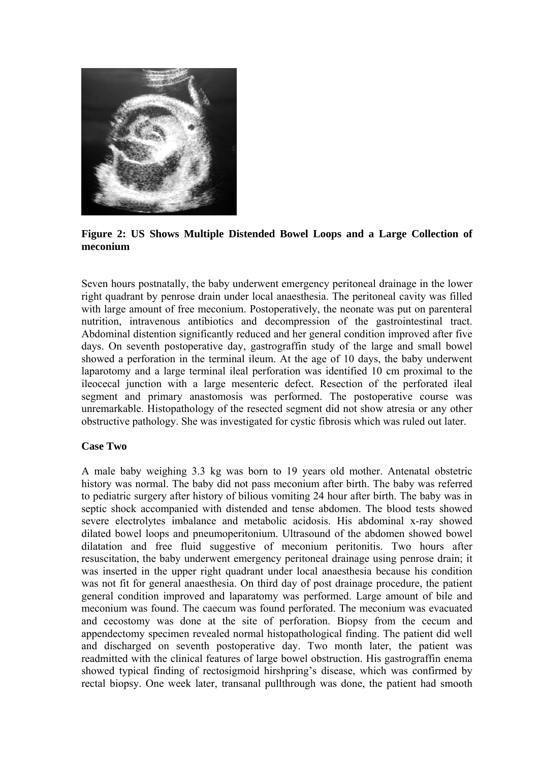**Figure 2: US Shows Multiple Distended Bowel Loops and a Large Collection of meconium**

Seven hours postnatally, the baby underwent emergency peritoneal drainage in the lower right quadrant by penrose drain under local anaesthesia. The peritoneal cavity was filled with large amount of free meconium. Postoperatively, the neonate was put on parenteral nutrition, intravenous antibiotics and decompression of the gastrointestinal tract. Abdominal distention significantly reduced and her general condition improved after five days. On seventh postoperative day, gastrograffin study of the large and small bowel showed a perforation in the terminal ileum. At the age of 10 days, the baby underwent laparotomy and a large terminal ileal perforation was identified 10 cm proximal to the ileocecal junction with a large mesenteric defect. Resection of the perforated ileal segment and primary anastomosis was performed. The postoperative course was unremarkable. Histopathology of the resected segment did not show atresia or any other obstructive pathology. She was investigated for cystic fibrosis which was ruled out later.

**Case Two**

A male baby weighing 3.3 kg was born to 19 years old mother. Antenatal obstetric history was normal. The baby did not pass meconium after birth. The baby was referred to pediatric surgery after history of bilious vomiting 24 hour after birth. The baby was in septic shock accompanied with distended and tense abdomen. The blood tests showed severe electrolytes imbalance and metabolic acidosis. His abdominal x-ray showed dilated bowel loops and pneumoperitonium. Ultrasound of the abdomen showed bowel dilatation and free fluid suggestive of meconium peritonitis. Two hours after resuscitation, the baby underwent emergency peritoneal drainage using penrose drain; it was inserted in the upper right quadrant under local anaesthesia because his condition was not fit for general anaesthesia. On third day of post drainage procedure, the patient general condition improved and laparatomy was performed. Large amount of bile and meconium was found. The caecum was found perforated. The meconium was evacuated and cecostomy was done at the site of perforation. Biopsy from the cecum and appendectomy specimen revealed normal histopathological finding. The patient did well and discharged on seventh postoperative day. Two month later, the patient was readmitted with the clinical features of large bowel obstruction. His gastrograffin enema showed typical finding of rectosigmoid hirshpring's disease, which was confirmed by rectal biopsy. One week later, transanal pullthrough was done, the patient had smooth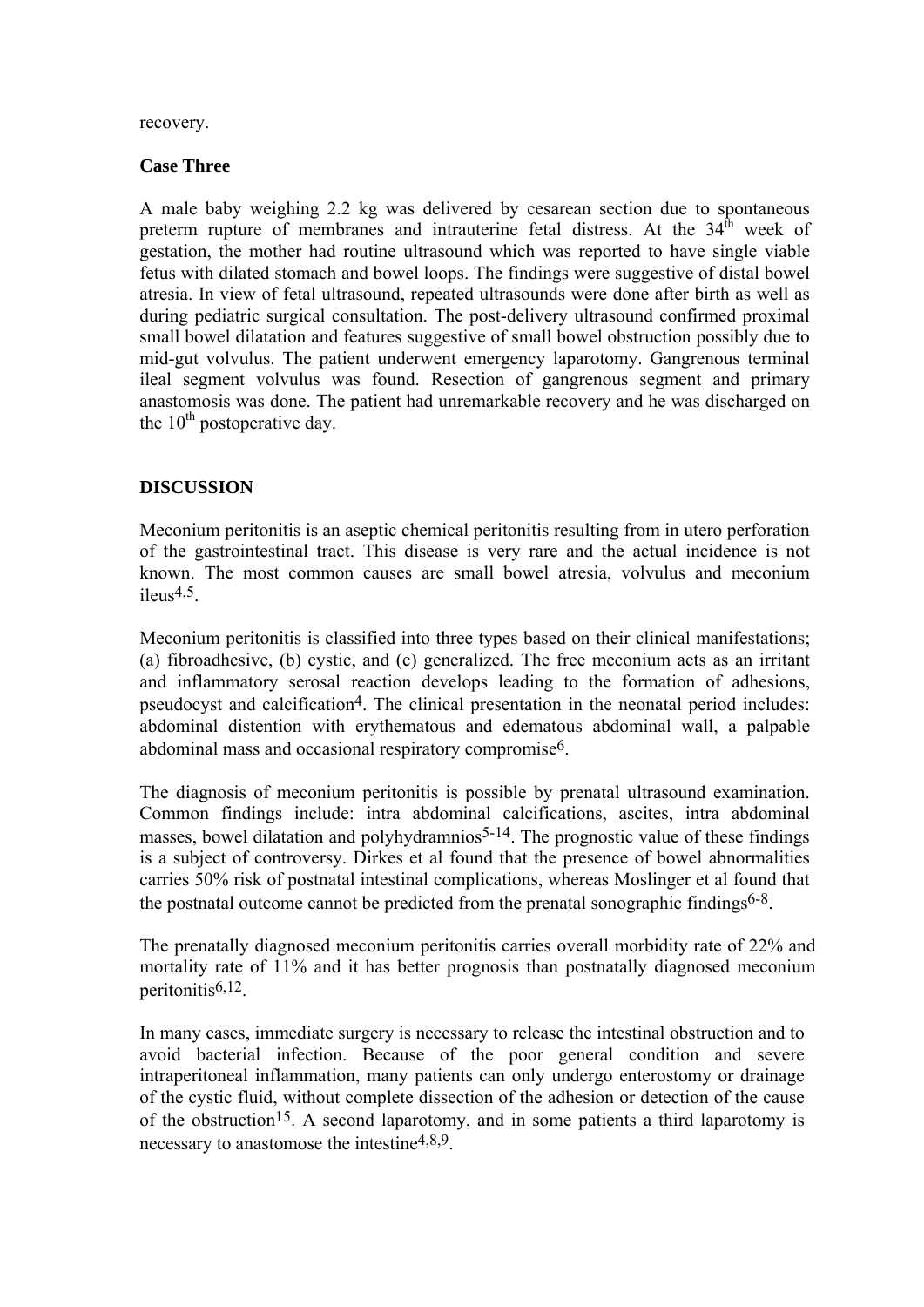recovery.

**Case Three**

A male baby weighing 2.2 kg was delivered by cesarean section due to spontaneous preterm rupture of membranes and intrauterine fetal distress. At the 34th week of gestation, the mother had routine ultrasound which was reported to have single viable fetus with dilated stomach and bowel loops. The findings were suggestive of distal bowel atresia. In view of fetal ultrasound, repeated ultrasounds were done after birth as well as during pediatric surgical consultation. The post-delivery ultrasound confirmed proximal small bowel dilatation and features suggestive of small bowel obstruction possibly due to mid-gut volvulus. The patient underwent emergency laparotomy. Gangrenous terminal ileal segment volvulus was found. Resection of gangrenous segment and primary anastomosis was done. The patient had unremarkable recovery and he was discharged on the 10th postoperative day.

## DISCUSSION

Meconium peritonitis is an aseptic chemical peritonitis resulting from in utero perforation of the gastrointestinal tract. This disease is very rare and the actual incidence is not known. The most common causes are small bowel atresia, volvulus and meconium ileus[4,5].

Meconium peritonitis is classified into three types based on their clinical manifestations; (a) fibroadhesive, (b) cystic, and (c) generalized. The free meconium acts as an irritant and inflammatory serosal reaction develops leading to the formation of adhesions, pseudocyst and calcification[4]. The clinical presentation in the neonatal period includes: abdominal distention with erythematous and edematous abdominal wall, a palpable abdominal mass and occasional respiratory compromise[6].

The diagnosis of meconium peritonitis is possible by prenatal ultrasound examination. Common findings include: intra abdominal calcifications, ascites, intra abdominal masses, bowel dilatation and polyhydramnios[5-14]. The prognostic value of these findings is a subject of controversy. Dirkes et al found that the presence of bowel abnormalities carries 50% risk of postnatal intestinal complications, whereas Moslinger et al found that the postnatal outcome cannot be predicted from the prenatal sonographic findings[6-8].

The prenatally diagnosed meconium peritonitis carries overall morbidity rate of 22% and mortality rate of 11% and it has better prognosis than postnatally diagnosed meconium peritonitis[6,12].

In many cases, immediate surgery is necessary to release the intestinal obstruction and to avoid bacterial infection. Because of the poor general condition and severe intraperitoneal inflammation, many patients can only undergo enterostomy or drainage of the cystic fluid, without complete dissection of the adhesion or detection of the cause of the obstruction[15]. A second laparotomy, and in some patients a third laparotomy is necessary to anastomose the intestine[4,8,9].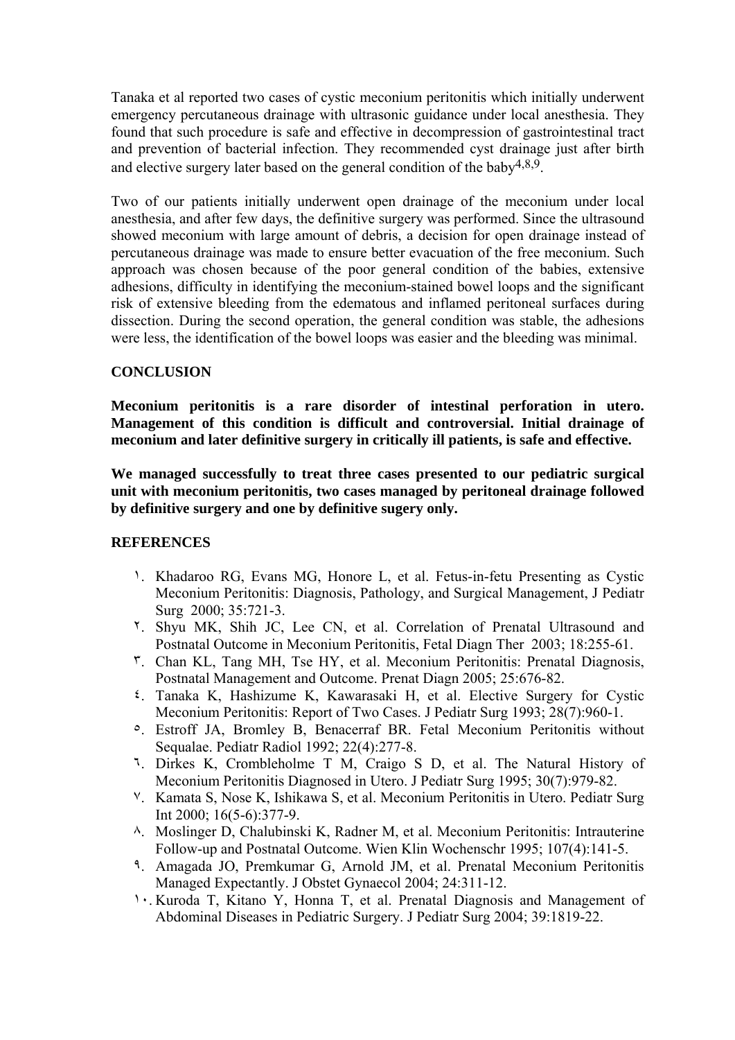Tanaka et al reported two cases of cystic meconium peritonitis which initially underwent emergency percutaneous drainage with ultrasonic guidance under local anesthesia. They found that such procedure is safe and effective in decompression of gastrointestinal tract and prevention of bacterial infection. They recommended cyst drainage just after birth and elective surgery later based on the general condition of the baby[4,8,9].

Two of our patients initially underwent open drainage of the meconium under local anesthesia, and after few days, the definitive surgery was performed. Since the ultrasound showed meconium with large amount of debris, a decision for open drainage instead of percutaneous drainage was made to ensure better evacuation of the free meconium. Such approach was chosen because of the poor general condition of the babies, extensive adhesions, difficulty in identifying the meconium-stained bowel loops and the significant risk of extensive bleeding from the edematous and inflamed peritoneal surfaces during dissection. During the second operation, the general condition was stable, the adhesions were less, the identification of the bowel loops was easier and the bleeding was minimal.

## CONCLUSION

**Meconium peritonitis is a rare disorder of intestinal perforation in utero. Management of this condition is difficult and controversial. Initial drainage of meconium and later definitive surgery in critically ill patients, is safe and effective.**

**We managed successfully to treat three cases presented to our pediatric surgical unit with meconium peritonitis, two cases managed by peritoneal drainage followed by definitive surgery and one by definitive sugery only.**

## REFERENCES

١. Khadaroo RG, Evans MG, Honore L, et al. Fetus-in-fetu Presenting as Cystic Meconium Peritonitis: Diagnosis, Pathology, and Surgical Management, J Pediatr Surg 2000; 35:721-3.

٢. Shyu MK, Shih JC, Lee CN, et al. Correlation of Prenatal Ultrasound and Postnatal Outcome in Meconium Peritonitis, Fetal Diagn Ther 2003; 18:255-61.

٣. Chan KL, Tang MH, Tse HY, et al. Meconium Peritonitis: Prenatal Diagnosis, Postnatal Management and Outcome. Prenat Diagn 2005; 25:676-82.

٤. Tanaka K, Hashizume K, Kawarasaki H, et al. Elective Surgery for Cystic Meconium Peritonitis: Report of Two Cases. J Pediatr Surg 1993; 28(7):960-1.

٥. Estroff JA, Bromley B, Benacerraf BR. Fetal Meconium Peritonitis without Sequalae. Pediatr Radiol 1992; 22(4):277-8.

٦. Dirkes K, Crombleholme T M, Craigo S D, et al. The Natural History of Meconium Peritonitis Diagnosed in Utero. J Pediatr Surg 1995; 30(7):979-82.

٧. Kamata S, Nose K, Ishikawa S, et al. Meconium Peritonitis in Utero. Pediatr Surg Int 2000; 16(5-6):377-9.

٨. Moslinger D, Chalubinski K, Radner M, et al. Meconium Peritonitis: Intrauterine Follow-up and Postnatal Outcome. Wien Klin Wochenschr 1995; 107(4):141-5.

٩. Amagada JO, Premkumar G, Arnold JM, et al. Prenatal Meconium Peritonitis Managed Expectantly. J Obstet Gynaecol 2004; 24:311-12.

١٠. Kuroda T, Kitano Y, Honna T, et al. Prenatal Diagnosis and Management of Abdominal Diseases in Pediatric Surgery. J Pediatr Surg 2004; 39:1819-22.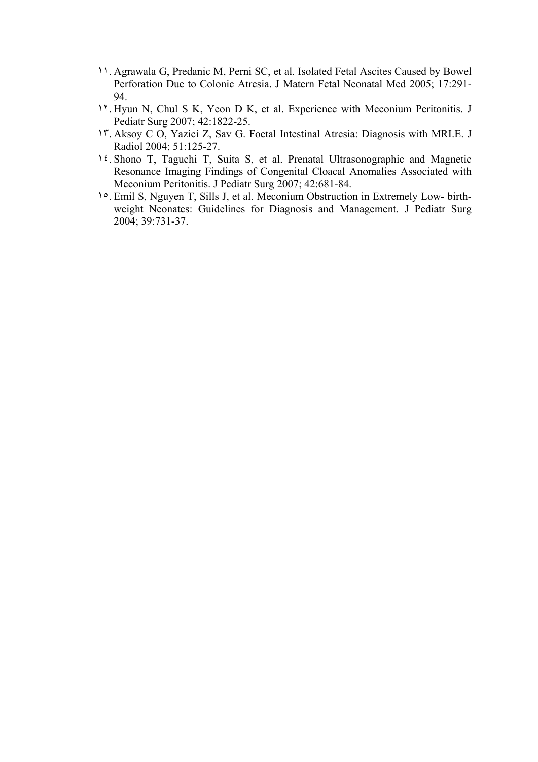١١. Agrawala G, Predanic M, Perni SC, et al. Isolated Fetal Ascites Caused by Bowel Perforation Due to Colonic Atresia. J Matern Fetal Neonatal Med 2005; 17:291-94.

١٢. Hyun N, Chul S K, Yeon D K, et al. Experience with Meconium Peritonitis. J Pediatr Surg 2007; 42:1822-25.

١٣. Aksoy C O, Yazici Z, Sav G. Foetal Intestinal Atresia: Diagnosis with MRI.E. J Radiol 2004; 51:125-27.

١٤. Shono T, Taguchi T, Suita S, et al. Prenatal Ultrasonographic and Magnetic Resonance Imaging Findings of Congenital Cloacal Anomalies Associated with Meconium Peritonitis. J Pediatr Surg 2007; 42:681-84.

١٥. Emil S, Nguyen T, Sills J, et al. Meconium Obstruction in Extremely Low- birth-weight Neonates: Guidelines for Diagnosis and Management. J Pediatr Surg 2004; 39:731-37.